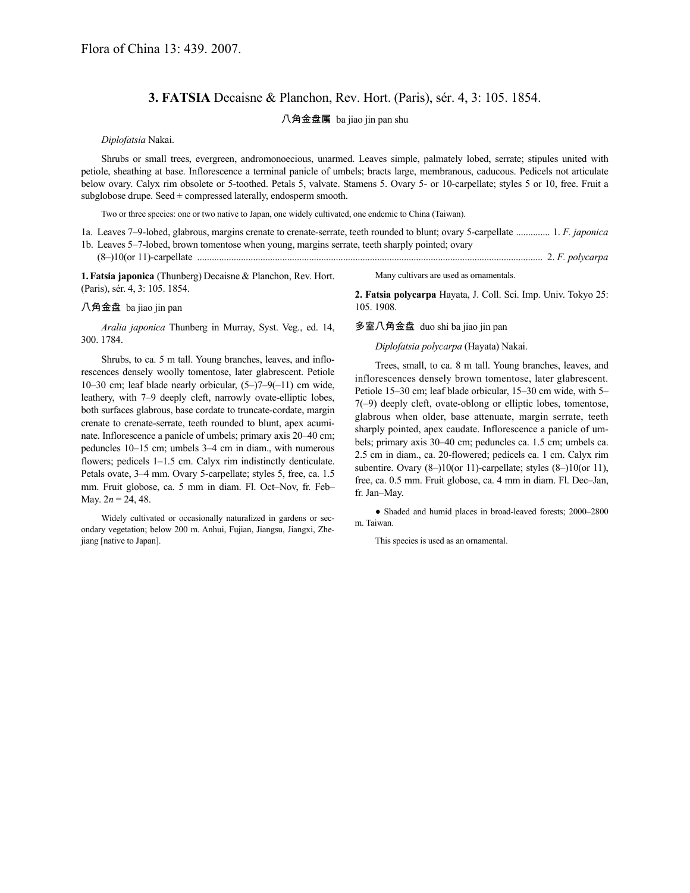Flora of China 13: 439. 2007.

## 3. FATSIA Decaisne & Planchon, Rev. Hort. (Paris), sér. 4, 3: 105. 1854.

八角金盘属 ba jiao jin pan shu

*Diplofatsia* Nakai.

Shrubs or small trees, evergreen, andromonoecious, unarmed. Leaves simple, palmately lobed, serrate; stipules united with petiole, sheathing at base. Inflorescence a terminal panicle of umbels; bracts large, membranous, caducous. Pedicels not articulate below ovary. Calyx rim obsolete or 5-toothed. Petals 5, valvate. Stamens 5. Ovary 5- or 10-carpellate; styles 5 or 10, free. Fruit a subglobose drupe. Seed ± compressed laterally, endosperm smooth.

Two or three species: one or two native to Japan, one widely cultivated, one endemic to China (Taiwan).

1a. Leaves 7–9-lobed, glabrous, margins crenate to crenate-serrate, teeth rounded to blunt; ovary 5-carpellate .............. 1. *F. japonica*
1b. Leaves 5–7-lobed, brown tomentose when young, margins serrate, teeth sharply pointed; ovary (8–)10(or 11)-carpellate ............................................................................................................................................ 2. *F. polycarpa*

**1. Fatsia japonica** (Thunberg) Decaisne & Planchon, Rev. Hort. (Paris), sér. 4, 3: 105. 1854.

八角金盘 ba jiao jin pan

*Aralia japonica* Thunberg in Murray, Syst. Veg., ed. 14, 300. 1784.

Shrubs, to ca. 5 m tall. Young branches, leaves, and inflorescences densely woolly tomentose, later glabrescent. Petiole 10–30 cm; leaf blade nearly orbicular, (5–)7–9(–11) cm wide, leathery, with 7–9 deeply cleft, narrowly ovate-elliptic lobes, both surfaces glabrous, base cordate to truncate-cordate, margin crenate to crenate-serrate, teeth rounded to blunt, apex acuminate. Inflorescence a panicle of umbels; primary axis 20–40 cm; peduncles 10–15 cm; umbels 3–4 cm in diam., with numerous flowers; pedicels 1–1.5 cm. Calyx rim indistinctly denticulate. Petals ovate, 3–4 mm. Ovary 5-carpellate; styles 5, free, ca. 1.5 mm. Fruit globose, ca. 5 mm in diam. Fl. Oct–Nov, fr. Feb–May. $2n = 24, 48$.

Widely cultivated or occasionally naturalized in gardens or secondary vegetation; below 200 m. Anhui, Fujian, Jiangsu, Jiangxi, Zhejiang [native to Japan].

Many cultivars are used as ornamentals.

**2. Fatsia polycarpa** Hayata, J. Coll. Sci. Imp. Univ. Tokyo 25: 105. 1908.

多室八角金盘 duo shi ba jiao jin pan

*Diplofatsia polycarpa* (Hayata) Nakai.

Trees, small, to ca. 8 m tall. Young branches, leaves, and inflorescences densely brown tomentose, later glabrescent. Petiole 15–30 cm; leaf blade orbicular, 15–30 cm wide, with 5–7(–9) deeply cleft, ovate-oblong or elliptic lobes, tomentose, glabrous when older, base attenuate, margin serrate, teeth sharply pointed, apex caudate. Inflorescence a panicle of umbels; primary axis 30–40 cm; peduncles ca. 1.5 cm; umbels ca. 2.5 cm in diam., ca. 20-flowered; pedicels ca. 1 cm. Calyx rim subentire. Ovary (8–)10(or 11)-carpellate; styles (8–)10(or 11), free, ca. 0.5 mm. Fruit globose, ca. 4 mm in diam. Fl. Dec–Jan, fr. Jan–May.

● Shaded and humid places in broad-leaved forests; 2000–2800 m. Taiwan.

This species is used as an ornamental.